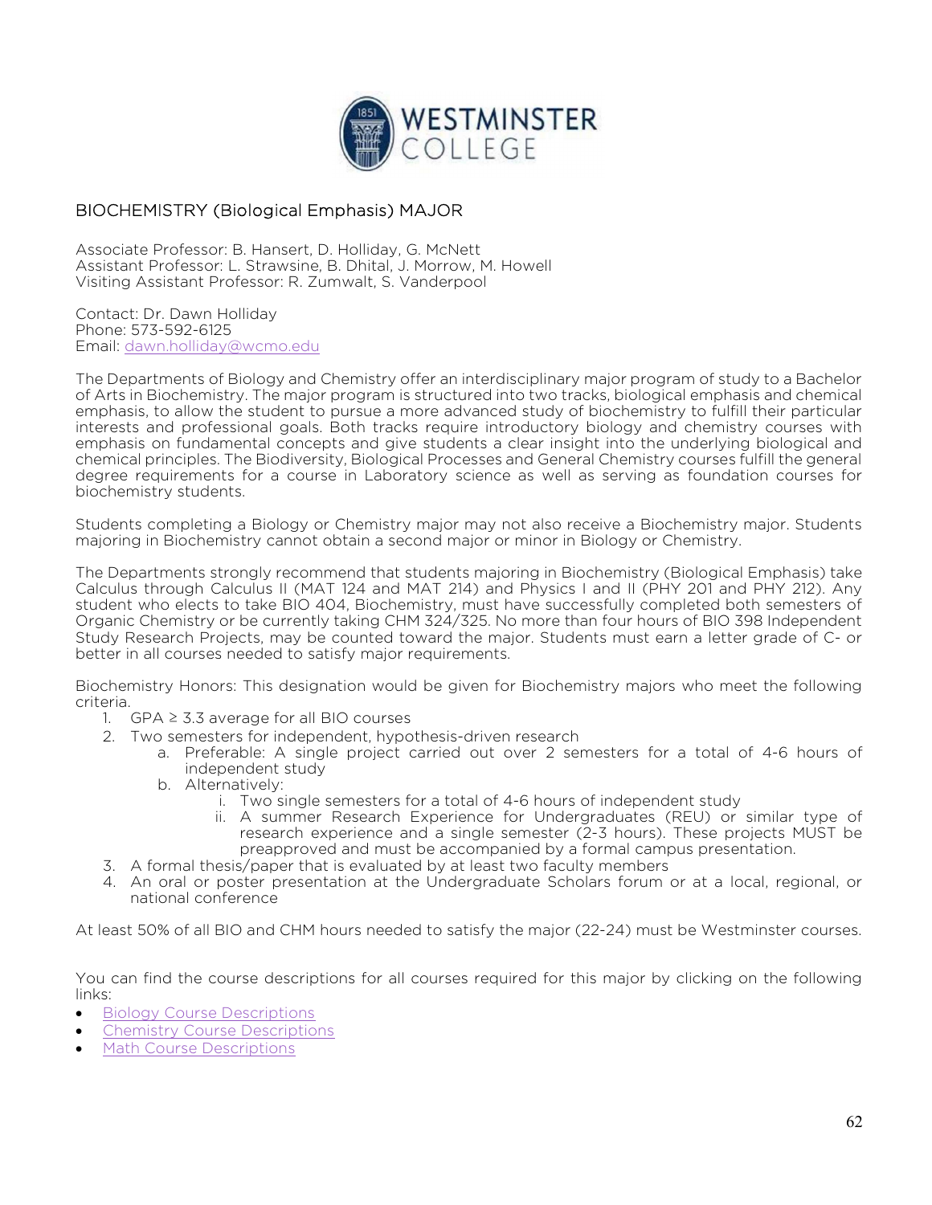## BIOCHEMISTRY (Biological Emphasis) MAJOR

Associate Professor: B. Hansert, D. Holliday, G. McNett
Assistant Professor: L. Strawsine, B. Dhital, J. Morrow, M. Howell
Visiting Assistant Professor: R. Zumwalt, S. Vanderpool

Contact: Dr. Dawn Holliday
Phone: 573-592-6125
Email: dawn.holliday@wcmo.edu

The Departments of Biology and Chemistry offer an interdisciplinary major program of study to a Bachelor of Arts in Biochemistry. The major program is structured into two tracks, biological emphasis and chemical emphasis, to allow the student to pursue a more advanced study of biochemistry to fulfill their particular interests and professional goals. Both tracks require introductory biology and chemistry courses with emphasis on fundamental concepts and give students a clear insight into the underlying biological and chemical principles. The Biodiversity, Biological Processes and General Chemistry courses fulfill the general degree requirements for a course in Laboratory science as well as serving as foundation courses for biochemistry students.

Students completing a Biology or Chemistry major may not also receive a Biochemistry major. Students majoring in Biochemistry cannot obtain a second major or minor in Biology or Chemistry.

The Departments strongly recommend that students majoring in Biochemistry (Biological Emphasis) take Calculus through Calculus II (MAT 124 and MAT 214) and Physics I and II (PHY 201 and PHY 212). Any student who elects to take BIO 404, Biochemistry, must have successfully completed both semesters of Organic Chemistry or be currently taking CHM 324/325. No more than four hours of BIO 398 Independent Study Research Projects, may be counted toward the major. Students must earn a letter grade of C- or better in all courses needed to satisfy major requirements.

Biochemistry Honors: This designation would be given for Biochemistry majors who meet the following criteria.

1. GPA ≥ 3.3 average for all BIO courses
2. Two semesters for independent, hypothesis-driven research
   a. Preferable: A single project carried out over 2 semesters for a total of 4-6 hours of independent study
   b. Alternatively:
      i. Two single semesters for a total of 4-6 hours of independent study
      ii. A summer Research Experience for Undergraduates (REU) or similar type of research experience and a single semester (2-3 hours). These projects MUST be preapproved and must be accompanied by a formal campus presentation.
3. A formal thesis/paper that is evaluated by at least two faculty members
4. An oral or poster presentation at the Undergraduate Scholars forum or at a local, regional, or national conference

At least 50% of all BIO and CHM hours needed to satisfy the major (22-24) must be Westminster courses.

You can find the course descriptions for all courses required for this major by clicking on the following links:

- Biology Course Descriptions
- Chemistry Course Descriptions
- Math Course Descriptions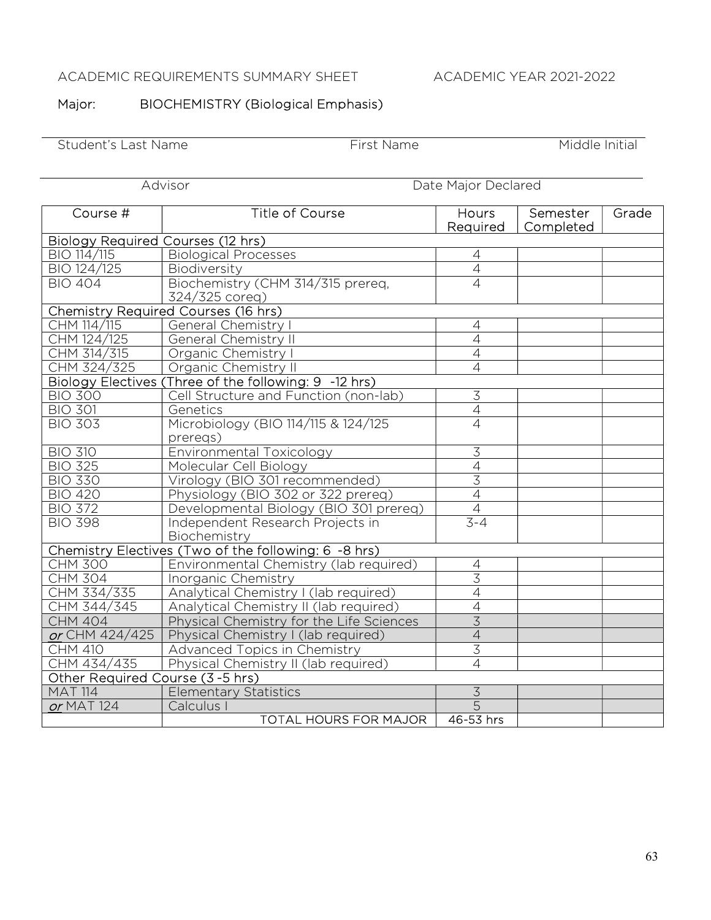ACADEMIC REQUIREMENTS SUMMARY SHEET ACADEMIC YEAR 2021-2022

Major: BIOCHEMISTRY (Biological Emphasis)

Student's Last Name First Name Middle Initial

Advisor Date Major Declared

| Course # | Title of Course | Hours Required | Semester Completed | Grade |
|---|---|---|---|---|
| Biology Required Courses (12 hrs) | | | | |
| BIO 114/115 | Biological Processes | 4 | | |
| BIO 124/125 | Biodiversity | 4 | | |
| BIO 404 | Biochemistry (CHM 314/315 prereq, 324/325 coreq) | 4 | | |
| Chemistry Required Courses (16 hrs) | | | | |
| CHM 114/115 | General Chemistry I | 4 | | |
| CHM 124/125 | General Chemistry II | 4 | | |
| CHM 314/315 | Organic Chemistry I | 4 | | |
| CHM 324/325 | Organic Chemistry II | 4 | | |
| Biology Electives (Three of the following: 9 -12 hrs) | | | | |
| BIO 300 | Cell Structure and Function (non-lab) | 3 | | |
| BIO 301 | Genetics | 4 | | |
| BIO 303 | Microbiology (BIO 114/115 & 124/125 prereqs) | 4 | | |
| BIO 310 | Environmental Toxicology | 3 | | |
| BIO 325 | Molecular Cell Biology | 4 | | |
| BIO 330 | Virology (BIO 301 recommended) | 3 | | |
| BIO 420 | Physiology (BIO 302 or 322 prereq) | 4 | | |
| BIO 372 | Developmental Biology (BIO 301 prereq) | 4 | | |
| BIO 398 | Independent Research Projects in Biochemistry | 3-4 | | |
| Chemistry Electives (Two of the following: 6 -8 hrs) | | | | |
| CHM 300 | Environmental Chemistry (lab required) | 4 | | |
| CHM 304 | Inorganic Chemistry | 3 | | |
| CHM 334/335 | Analytical Chemistry I (lab required) | 4 | | |
| CHM 344/345 | Analytical Chemistry II (lab required) | 4 | | |
| CHM 404 | Physical Chemistry for the Life Sciences | 3 | | |
| *or* CHM 424/425 | Physical Chemistry I (lab required) | 4 | | |
| CHM 410 | Advanced Topics in Chemistry | 3 | | |
| CHM 434/435 | Physical Chemistry II (lab required) | 4 | | |
| Other Required Course (3 -5 hrs) | | | | |
| MAT 114 | Elementary Statistics | 3 | | |
| *or* MAT 124 | Calculus I | 5 | | |
| | TOTAL HOURS FOR MAJOR | 46-53 hrs | | |